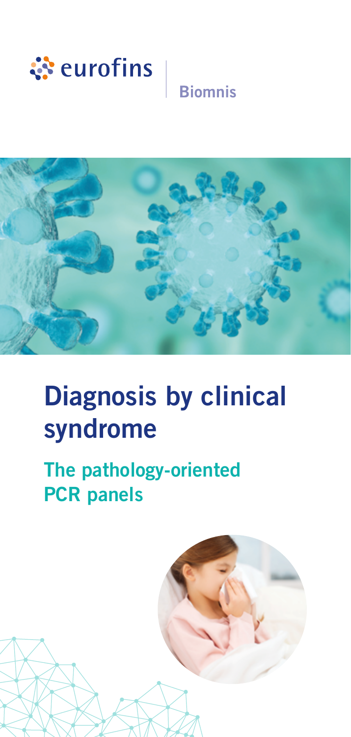eurofins | Biomnis

# Diagnosis by clinical syndrome

## The pathology-oriented PCR panels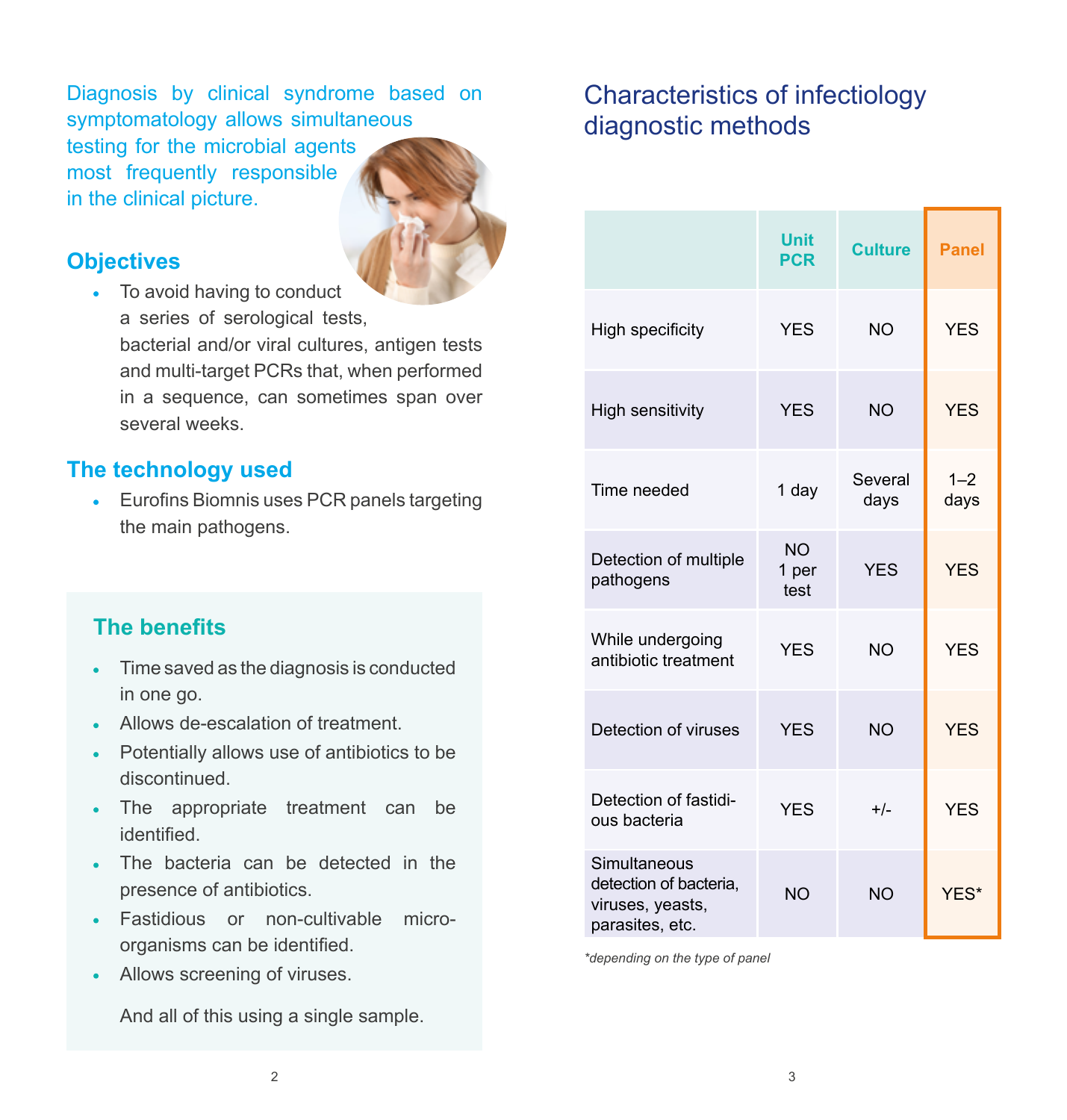Diagnosis by clinical syndrome based on symptomatology allows simultaneous testing for the microbial agents most frequently responsible in the clinical picture.

## Objectives

- To avoid having to conduct a series of serological tests, bacterial and/or viral cultures, antigen tests and multi-target PCRs that, when performed in a sequence, can sometimes span over several weeks.

## The technology used

- Eurofins Biomnis uses PCR panels targeting the main pathogens.

## The benefits

- Time saved as the diagnosis is conducted in one go.
- Allows de-escalation of treatment.
- Potentially allows use of antibiotics to be discontinued.
- The appropriate treatment can be identified.
- The bacteria can be detected in the presence of antibiotics.
- Fastidious or non-cultivable micro-organisms can be identified.
- Allows screening of viruses.

And all of this using a single sample.

# Characteristics of infectiology diagnostic methods

| | Unit PCR | Culture | Panel |
|---|---|---|---|
| High specificity | YES | NO | YES |
| High sensitivity | YES | NO | YES |
| Time needed | 1 day | Several days | 1–2 days |
| Detection of multiple pathogens | NO 1 per test | YES | YES |
| While undergoing antibiotic treatment | YES | NO | YES |
| Detection of viruses | YES | NO | YES |
| Detection of fastidious bacteria | YES | +/- | YES |
| Simultaneous detection of bacteria, viruses, yeasts, parasites, etc. | NO | NO | YES* |

*\*depending on the type of panel*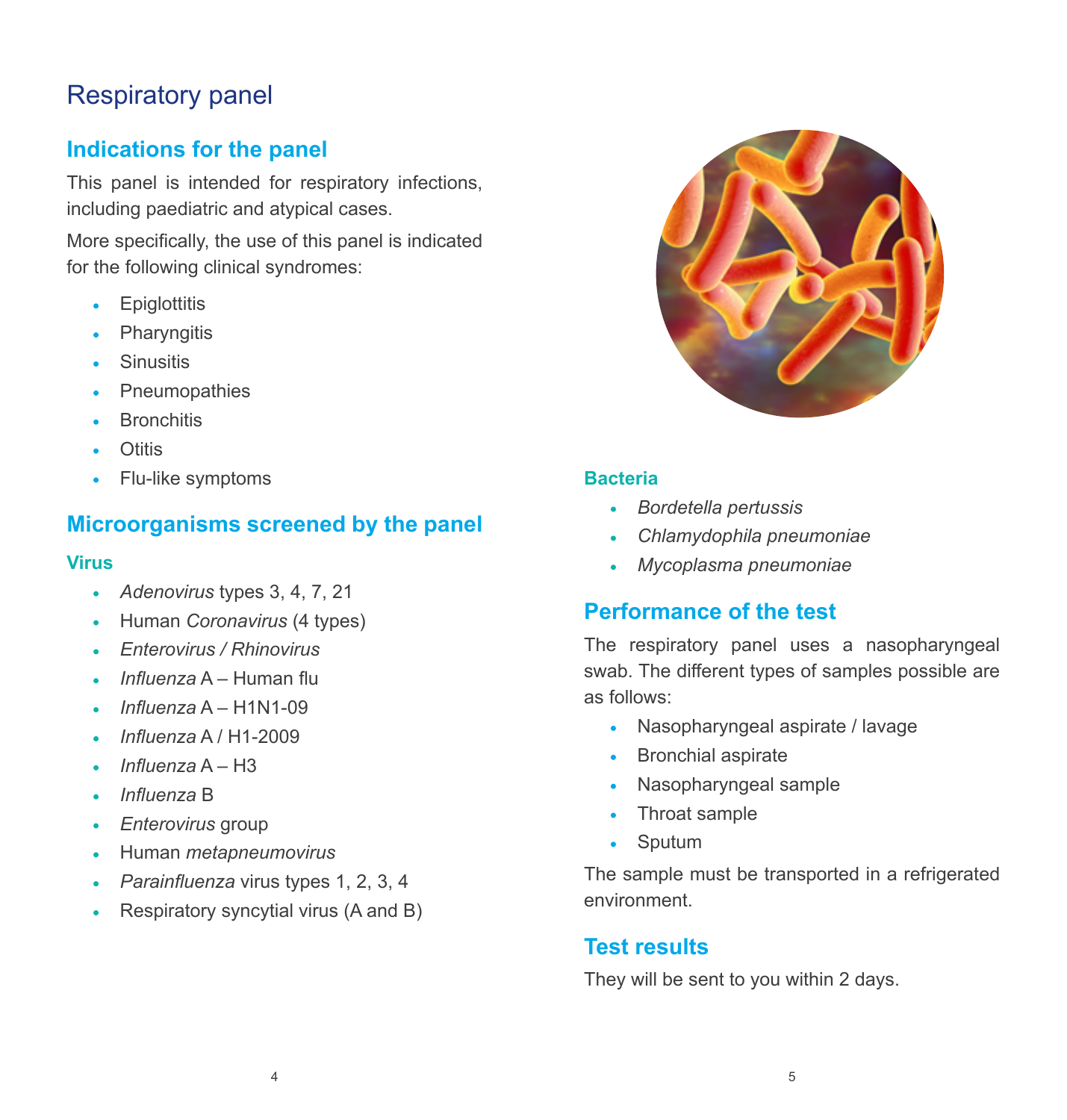# Respiratory panel

## Indications for the panel

This panel is intended for respiratory infections, including paediatric and atypical cases.

More specifically, the use of this panel is indicated for the following clinical syndromes:

- Epiglottitis
- Pharyngitis
- Sinusitis
- Pneumopathies
- Bronchitis
- Otitis
- Flu-like symptoms

## Microorganisms screened by the panel

### Virus

- *Adenovirus* types 3, 4, 7, 21
- Human *Coronavirus* (4 types)
- *Enterovirus / Rhinovirus*
- *Influenza* A – Human flu
- *Influenza* A – H1N1-09
- *Influenza* A / H1-2009
- *Influenza* A – H3
- *Influenza* B
- *Enterovirus* group
- Human *metapneumovirus*
- *Parainfluenza* virus types 1, 2, 3, 4
- Respiratory syncytial virus (A and B)

### Bacteria

- *Bordetella pertussis*
- *Chlamydophila pneumoniae*
- *Mycoplasma pneumoniae*

## Performance of the test

The respiratory panel uses a nasopharyngeal swab. The different types of samples possible are as follows:

- Nasopharyngeal aspirate / lavage
- Bronchial aspirate
- Nasopharyngeal sample
- Throat sample
- Sputum

The sample must be transported in a refrigerated environment.

## Test results

They will be sent to you within 2 days.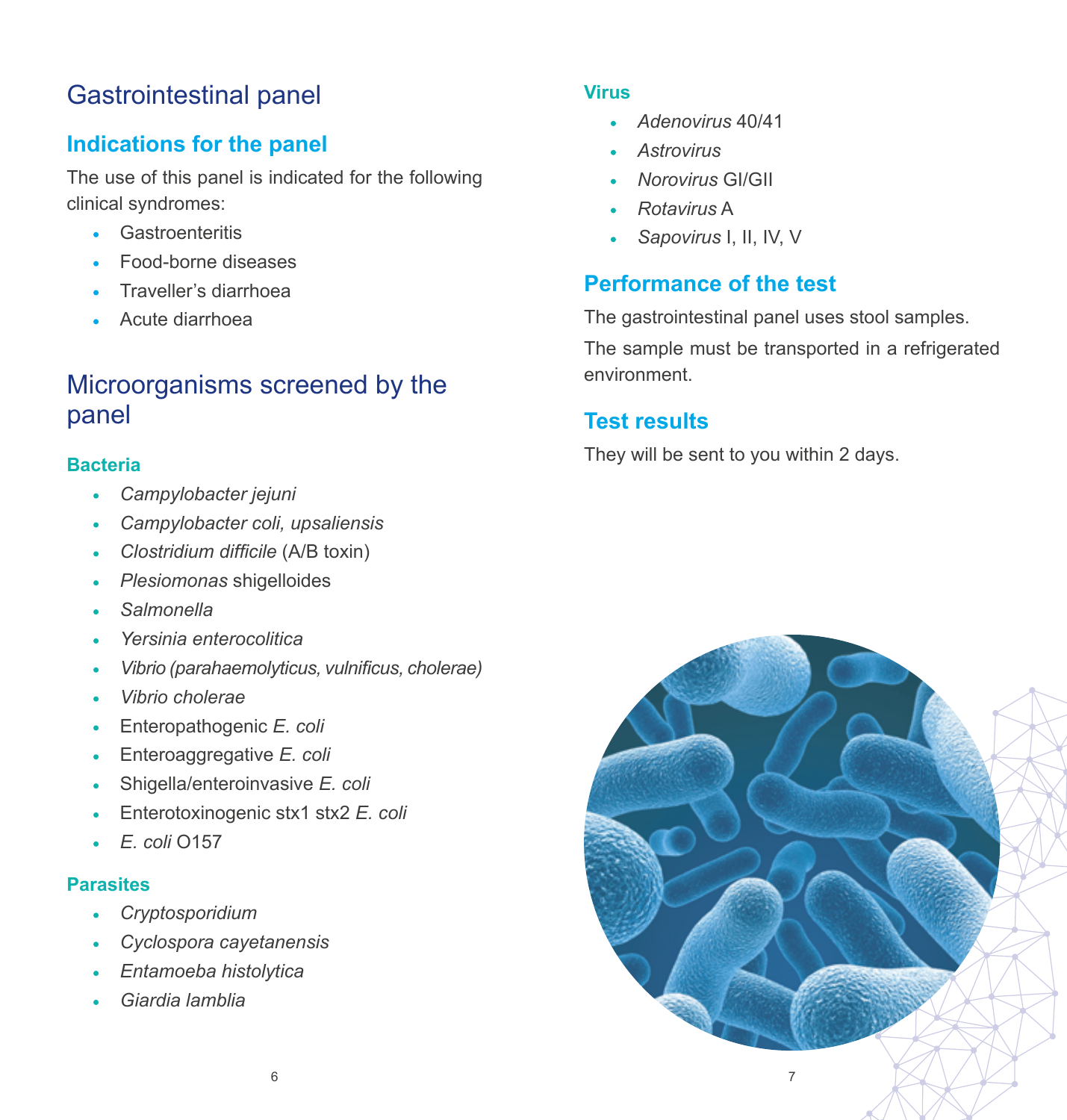# Gastrointestinal panel

## Indications for the panel

The use of this panel is indicated for the following clinical syndromes:

- Gastroenteritis
- Food-borne diseases
- Traveller's diarrhoea
- Acute diarrhoea

# Microorganisms screened by the panel

### Bacteria

- *Campylobacter jejuni*
- *Campylobacter coli, upsaliensis*
- *Clostridium difficile* (A/B toxin)
- *Plesiomonas* shigelloides
- *Salmonella*
- *Yersinia enterocolitica*
- *Vibrio (parahaemolyticus, vulnificus, cholerae)*
- *Vibrio cholerae*
- Enteropathogenic *E. coli*
- Enteroaggregative *E. coli*
- Shigella/enteroinvasive *E. coli*
- Enterotoxinogenic stx1 stx2 *E. coli*
- *E. coli* O157

### Parasites

- *Cryptosporidium*
- *Cyclospora cayetanensis*
- *Entamoeba histolytica*
- *Giardia lamblia*

### Virus

- *Adenovirus* 40/41
- *Astrovirus*
- *Norovirus* GI/GII
- *Rotavirus* A
- *Sapovirus* I, II, IV, V

## Performance of the test

The gastrointestinal panel uses stool samples.

The sample must be transported in a refrigerated environment.

## Test results

They will be sent to you within 2 days.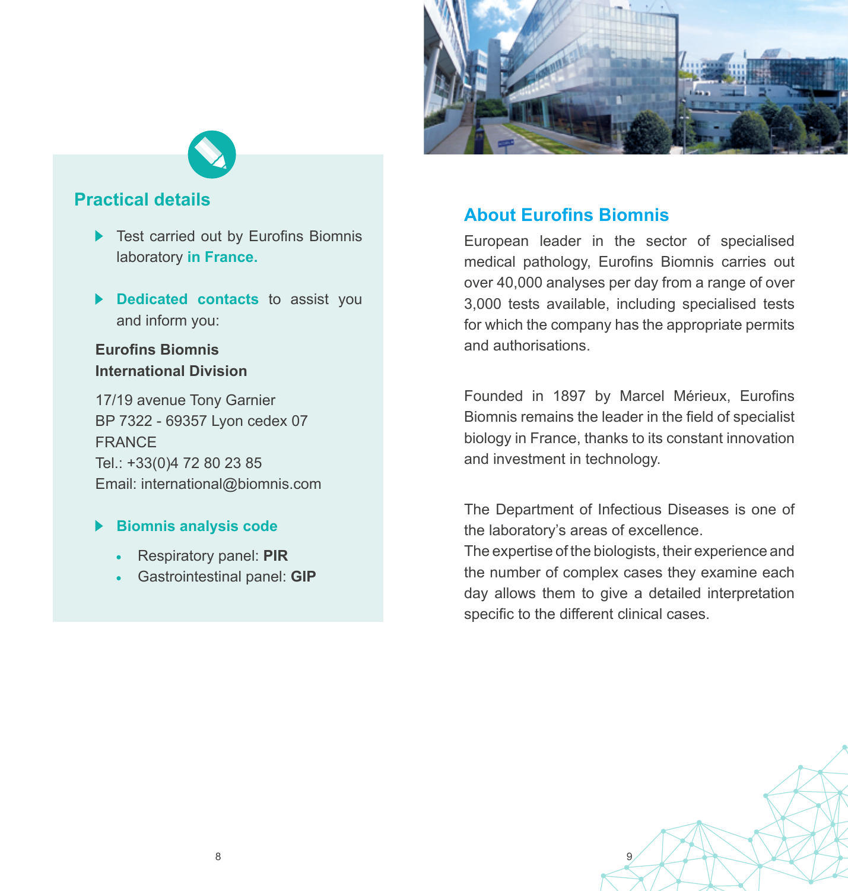## Practical details

- Test carried out by Eurofins Biomnis laboratory **in France.**

- **Dedicated contacts** to assist you and inform you:

**Eurofins Biomnis**
**International Division**

17/19 avenue Tony Garnier
BP 7322 - 69357 Lyon cedex 07
FRANCE
Tel.: +33(0)4 72 80 23 85
Email: international@biomnis.com

- **Biomnis analysis code**
  - Respiratory panel: **PIR**
  - Gastrointestinal panel: **GIP**

## About Eurofins Biomnis

European leader in the sector of specialised medical pathology, Eurofins Biomnis carries out over 40,000 analyses per day from a range of over 3,000 tests available, including specialised tests for which the company has the appropriate permits and authorisations.

Founded in 1897 by Marcel Mérieux, Eurofins Biomnis remains the leader in the field of specialist biology in France, thanks to its constant innovation and investment in technology.

The Department of Infectious Diseases is one of the laboratory's areas of excellence.
The expertise of the biologists, their experience and the number of complex cases they examine each day allows them to give a detailed interpretation specific to the different clinical cases.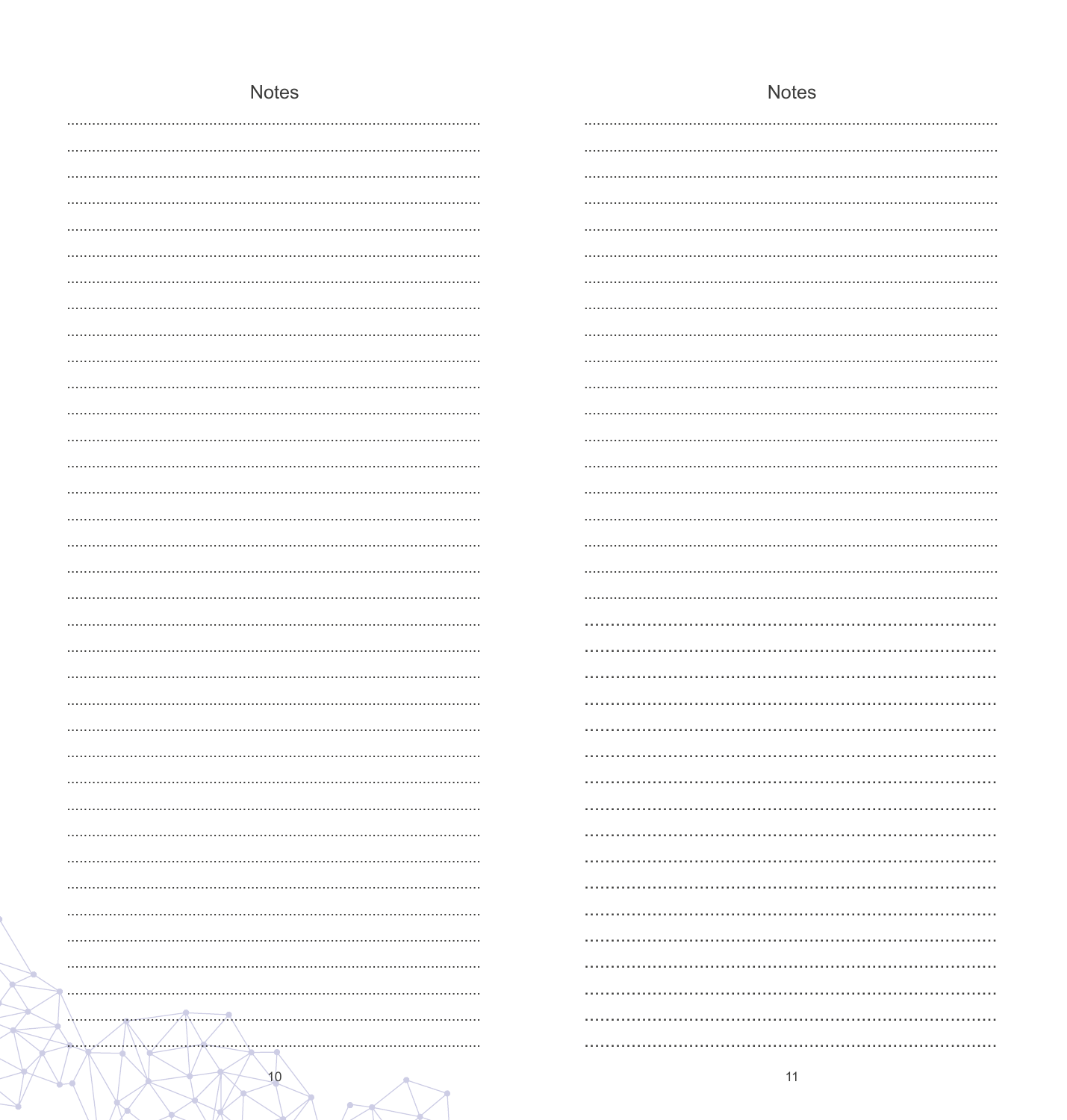## Notes

## Notes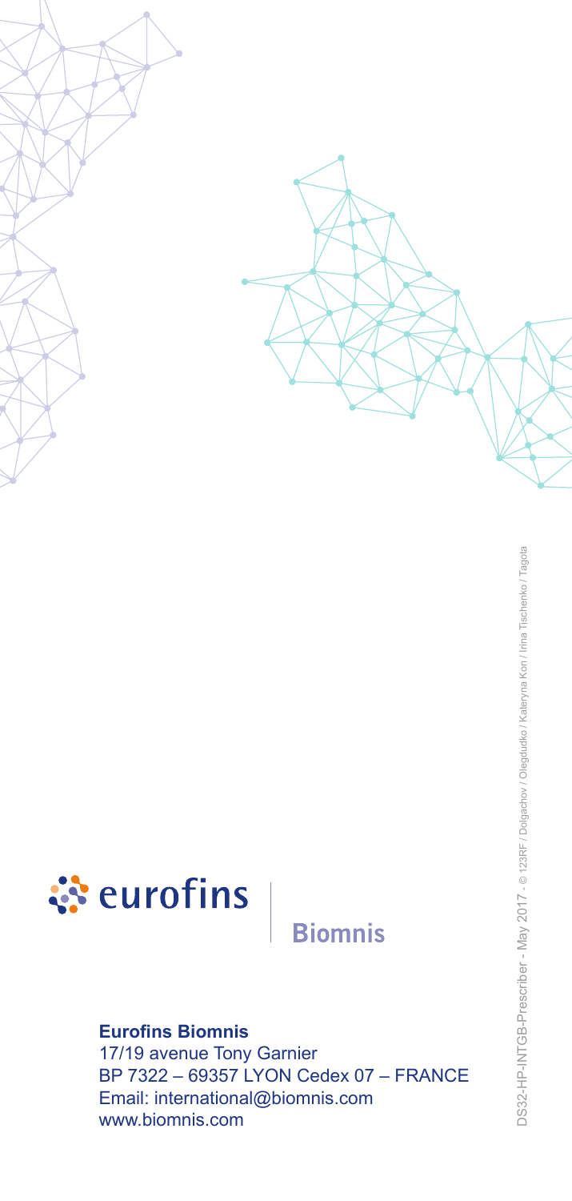eurofins | Biomnis

**Eurofins Biomnis**
17/19 avenue Tony Garnier
BP 7322 – 69357 LYON Cedex 07 – FRANCE
Email: international@biomnis.com
www.biomnis.com

DS32-HP-INTGB-Prescriber - May 2017 - © 123RF / Dolgachov / Olegdudko / Kateryna Kon / Irina Tischenko / Tagota